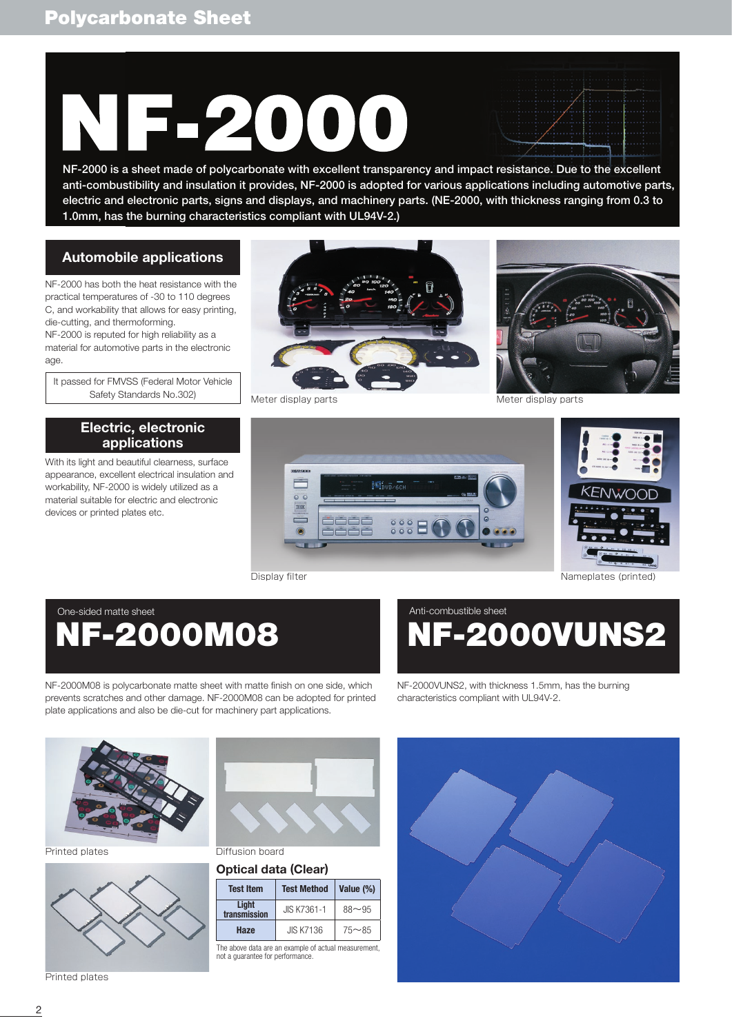# NF-2000

NF-2000 is a sheet made of polycarbonate with excellent transparency and impact resistance. Due to the excellent anti-combustibility and insulation it provides, NF-2000 is adopted for various applications including automotive parts, electric and electronic parts, signs and displays, and machinery parts. (NE-2000, with thickness ranging from 0.3 to 1.0mm, has the burning characteristics compliant with UL94V-2.)

## Automobile applications

NF-2000 has both the heat resistance with the practical temperatures of -30 to 110 degrees C, and workability that allows for easy printing, die-cutting, and thermoforming.
NF-2000 is reputed for high reliability as a material for automotive parts in the electronic age.

It passed for FMVSS (Federal Motor Vehicle Safety Standards No.302)

Meter display parts

Meter display parts

## Electric, electronic applications

With its light and beautiful clearness, surface appearance, excellent electrical insulation and workability, NF-2000 is widely utilized as a material suitable for electric and electronic devices or printed plates etc.

Display filter

Nameplates (printed)

One-sided matte sheet

## NF-2000M08

NF-2000M08 is polycarbonate matte sheet with matte finish on one side, which prevents scratches and other damage. NF-2000M08 can be adopted for printed plate applications and also be die-cut for machinery part applications.

Printed plates

Diffusion board

Printed plates

### Optical data (Clear)

| Test Item | Test Method | Value (%) |
|---|---|---|
| Light transmission | JIS K7361-1 | 88～95 |
| Haze | JIS K7136 | 75～85 |

The above data are an example of actual measurement, not a guarantee for performance.

Anti-combustible sheet

## NF-2000VUNS2

NF-2000VUNS2, with thickness 1.5mm, has the burning characteristics compliant with UL94V-2.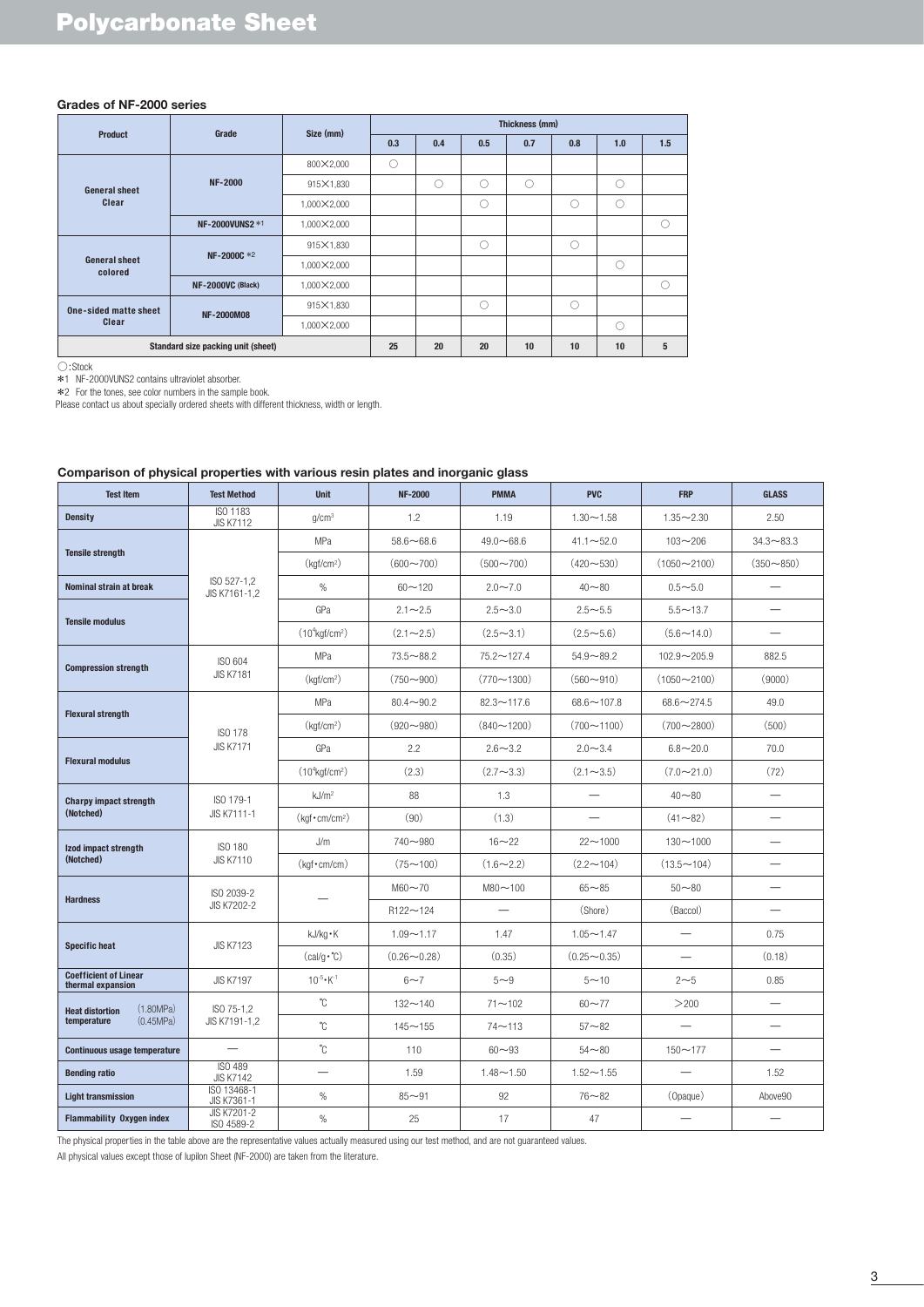# Polycarbonate Sheet

### Grades of NF-2000 series

| Product | Grade | Size (mm) | Thickness (mm) | | | | | | |
|---|---|---|---|---|---|---|---|---|---|
| | | | 0.3 | 0.4 | 0.5 | 0.7 | 0.8 | 1.0 | 1.5 |
| General sheet Clear | NF-2000 | 800×2,000 | ○ | | | | | | |
| | | 915×1,830 | | ○ | ○ | ○ | | ○ | |
| | | 1,000×2,000 | | | ○ | | ○ | ○ | |
| | NF-2000VUNS2 *1 | 1,000×2,000 | | | | | | | ○ |
| General sheet colored | NF-2000C *2 | 915×1,830 | | | ○ | | ○ | | |
| | | 1,000×2,000 | | | | | | ○ | |
| | NF-2000VC (Black) | 1,000×2,000 | | | | | | | ○ |
| One-sided matte sheet Clear | NF-2000M08 | 915×1,830 | | | ○ | | ○ | | |
| | | 1,000×2,000 | | | | | | ○ | |
| Standard size packing unit (sheet) | | | 25 | 20 | 20 | 10 | 10 | 10 | 5 |

○:Stock

*1 NF-2000VUNS2 contains ultraviolet absorber.

*2 For the tones, see color numbers in the sample book.

Please contact us about specially ordered sheets with different thickness, width or length.

### Comparison of physical properties with various resin plates and inorganic glass

| Test Item | Test Method | Unit | NF-2000 | PMMA | PVC | FRP | GLASS |
|---|---|---|---|---|---|---|---|
| Density | ISO 1183 JIS K7112 | g/cm³ | 1.2 | 1.19 | 1.30～1.58 | 1.35～2.30 | 2.50 |
| Tensile strength | ISO 527-1,2 JIS K7161-1,2 | MPa | 58.6～68.6 | 49.0～68.6 | 41.1～52.0 | 103～206 | 34.3～83.3 |
| | | (kgf/cm²) | (600～700) | (500～700) | (420～530) | (1050～2100) | (350～850) |
| Nominal strain at break | | % | 60～120 | 2.0～7.0 | 40～80 | 0.5～5.0 | — |
| Tensile modulus | | GPa | 2.1～2.5 | 2.5～3.0 | 2.5～5.5 | 5.5～13.7 | — |
| | | ($10^4$kgf/cm²) | (2.1～2.5) | (2.5～3.1) | (2.5～5.6) | (5.6～14.0) | — |
| Compression strength | ISO 604 JIS K7181 | MPa | 73.5～88.2 | 75.2～127.4 | 54.9～89.2 | 102.9～205.9 | 882.5 |
| | | (kgf/cm²) | (750～900) | (770～1300) | (560～910) | (1050～2100) | (9000) |
| Flexural strength | ISO 178 JIS K7171 | MPa | 80.4～90.2 | 82.3～117.6 | 68.6～107.8 | 68.6～274.5 | 49.0 |
| | | (kgf/cm²) | (920～980) | (840～1200) | (700～1100) | (700～2800) | (500) |
| Flexural modulus | | GPa | 2.2 | 2.6～3.2 | 2.0～3.4 | 6.8～20.0 | 70.0 |
| | | ($10^4$kgf/cm²) | (2.3) | (2.7～3.3) | (2.1～3.5) | (7.0～21.0) | (72) |
| Charpy impact strength (Notched) | ISO 179-1 JIS K7111-1 | kJ/m² | 88 | 1.3 | — | 40～80 | — |
| | | (kgf・cm/cm²) | (90) | (1.3) | — | (41～82) | — |
| Izod impact strength (Notched) | ISO 180 JIS K7110 | J/m | 740～980 | 16～22 | 22～1000 | 130～1000 | — |
| | | (kgf・cm/cm) | (75～100) | (1.6～2.2) | (2.2～104) | (13.5～104) | — |
| Hardness | ISO 2039-2 JIS K7202-2 | — | M60～70 | M80～100 | 65～85 | 50～80 | — |
| | | | R122～124 | — | (Shore) | (Baccol) | — |
| Specific heat | JIS K7123 | kJ/kg・K | 1.09～1.17 | 1.47 | 1.05～1.47 | — | 0.75 |
| | | (cal/g・℃) | (0.26～0.28) | (0.35) | (0.25～0.35) | — | (0.18) |
| Coefficient of Linear thermal expansion | JIS K7197 | $10^{-5}$・$K^{-1}$ | 6～7 | 5～9 | 5～10 | 2～5 | 0.85 |
| Heat distortion temperature (1.80MPa) | ISO 75-1,2 JIS K7191-1,2 | ℃ | 132～140 | 71～102 | 60～77 | >200 | — |
| Heat distortion temperature (0.45MPa) | | ℃ | 145～155 | 74～113 | 57～82 | — | — |
| Continuous usage temperature | — | ℃ | 110 | 60～93 | 54～80 | 150～177 | — |
| Bending ratio | ISO 489 JIS K7142 | — | 1.59 | 1.48～1.50 | 1.52～1.55 | — | 1.52 |
| Light transmission | ISO 13468-1 JIS K7361-1 | % | 85～91 | 92 | 76～82 | (Opaque) | Above90 |
| Flammability Oxygen index | JIS K7201-2 ISO 4589-2 | % | 25 | 17 | 47 | — | — |

The physical properties in the table above are the representative values actually measured using our test method, and are not guaranteed values.

All physical values except those of Iupilon Sheet (NF-2000) are taken from the literature.